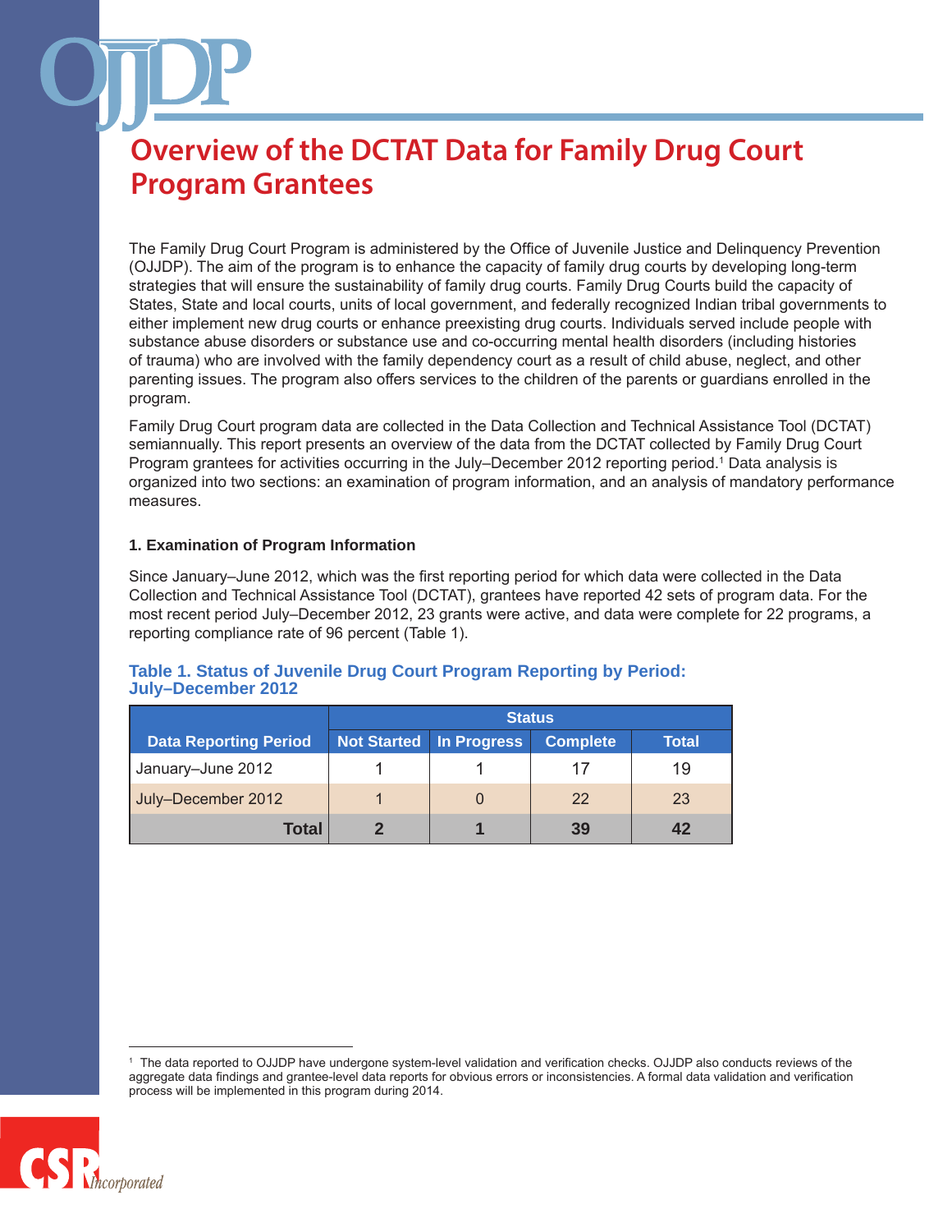# Overview of the DCTAT Data for Family Drug Court Program Grantees

The Family Drug Court Program is administered by the Office of Juvenile Justice and Delinquency Prevention (OJJDP). The aim of the program is to enhance the capacity of family drug courts by developing long-term strategies that will ensure the sustainability of family drug courts. Family Drug Courts build the capacity of States, State and local courts, units of local government, and federally recognized Indian tribal governments to either implement new drug courts or enhance preexisting drug courts. Individuals served include people with substance abuse disorders or substance use and co-occurring mental health disorders (including histories of trauma) who are involved with the family dependency court as a result of child abuse, neglect, and other parenting issues. The program also offers services to the children of the parents or guardians enrolled in the program.

Family Drug Court program data are collected in the Data Collection and Technical Assistance Tool (DCTAT) semiannually. This report presents an overview of the data from the DCTAT collected by Family Drug Court Program grantees for activities occurring in the July–December 2012 reporting period.[1] Data analysis is organized into two sections: an examination of program information, and an analysis of mandatory performance measures.

### 1. Examination of Program Information

Since January–June 2012, which was the first reporting period for which data were collected in the Data Collection and Technical Assistance Tool (DCTAT), grantees have reported 42 sets of program data. For the most recent period July–December 2012, 23 grants were active, and data were complete for 22 programs, a reporting compliance rate of 96 percent (Table 1).

**Table 1. Status of Juvenile Drug Court Program Reporting by Period: July–December 2012**

| Data Reporting Period | Status | | | |
|---|---|---|---|---|
| | Not Started | In Progress | Complete | Total |
| January–June 2012 | 1 | 1 | 17 | 19 |
| July–December 2012 | 1 | 0 | 22 | 23 |
| **Total** | **2** | **1** | **39** | **42** |

[1] The data reported to OJJDP have undergone system-level validation and verification checks. OJJDP also conducts reviews of the aggregate data findings and grantee-level data reports for obvious errors or inconsistencies. A formal data validation and verification process will be implemented in this program during 2014.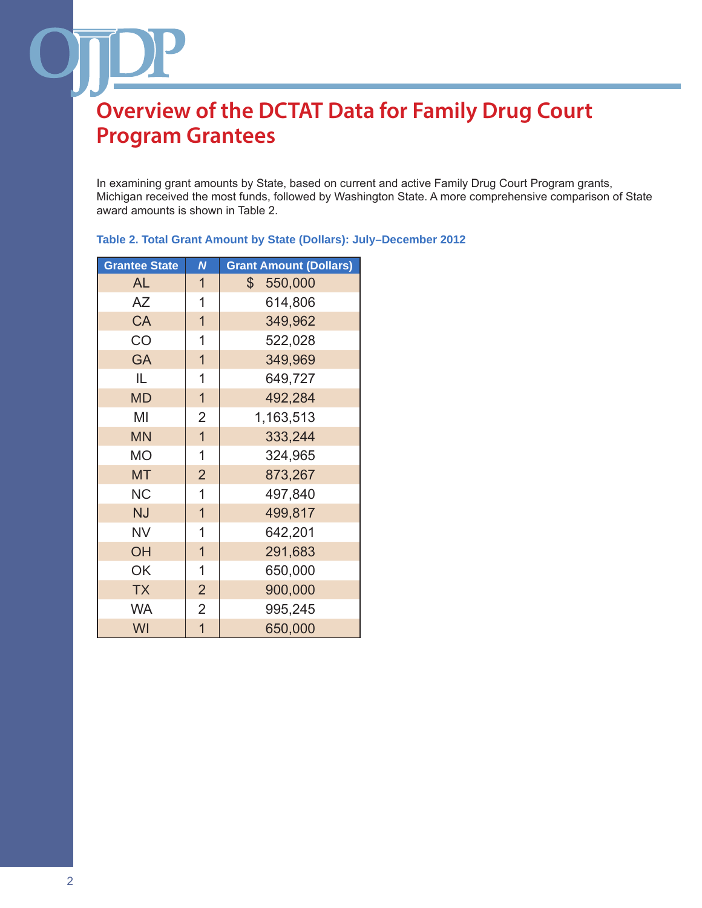# Overview of the DCTAT Data for Family Drug Court Program Grantees

In examining grant amounts by State, based on current and active Family Drug Court Program grants, Michigan received the most funds, followed by Washington State. A more comprehensive comparison of State award amounts is shown in Table 2.

**Table 2. Total Grant Amount by State (Dollars): July–December 2012**

| Grantee State | *N* | Grant Amount (Dollars) |
|---|---|---|
| AL | 1 | $ 550,000 |
| AZ | 1 | 614,806 |
| CA | 1 | 349,962 |
| CO | 1 | 522,028 |
| GA | 1 | 349,969 |
| IL | 1 | 649,727 |
| MD | 1 | 492,284 |
| MI | 2 | 1,163,513 |
| MN | 1 | 333,244 |
| MO | 1 | 324,965 |
| MT | 2 | 873,267 |
| NC | 1 | 497,840 |
| NJ | 1 | 499,817 |
| NV | 1 | 642,201 |
| OH | 1 | 291,683 |
| OK | 1 | 650,000 |
| TX | 2 | 900,000 |
| WA | 2 | 995,245 |
| WI | 1 | 650,000 |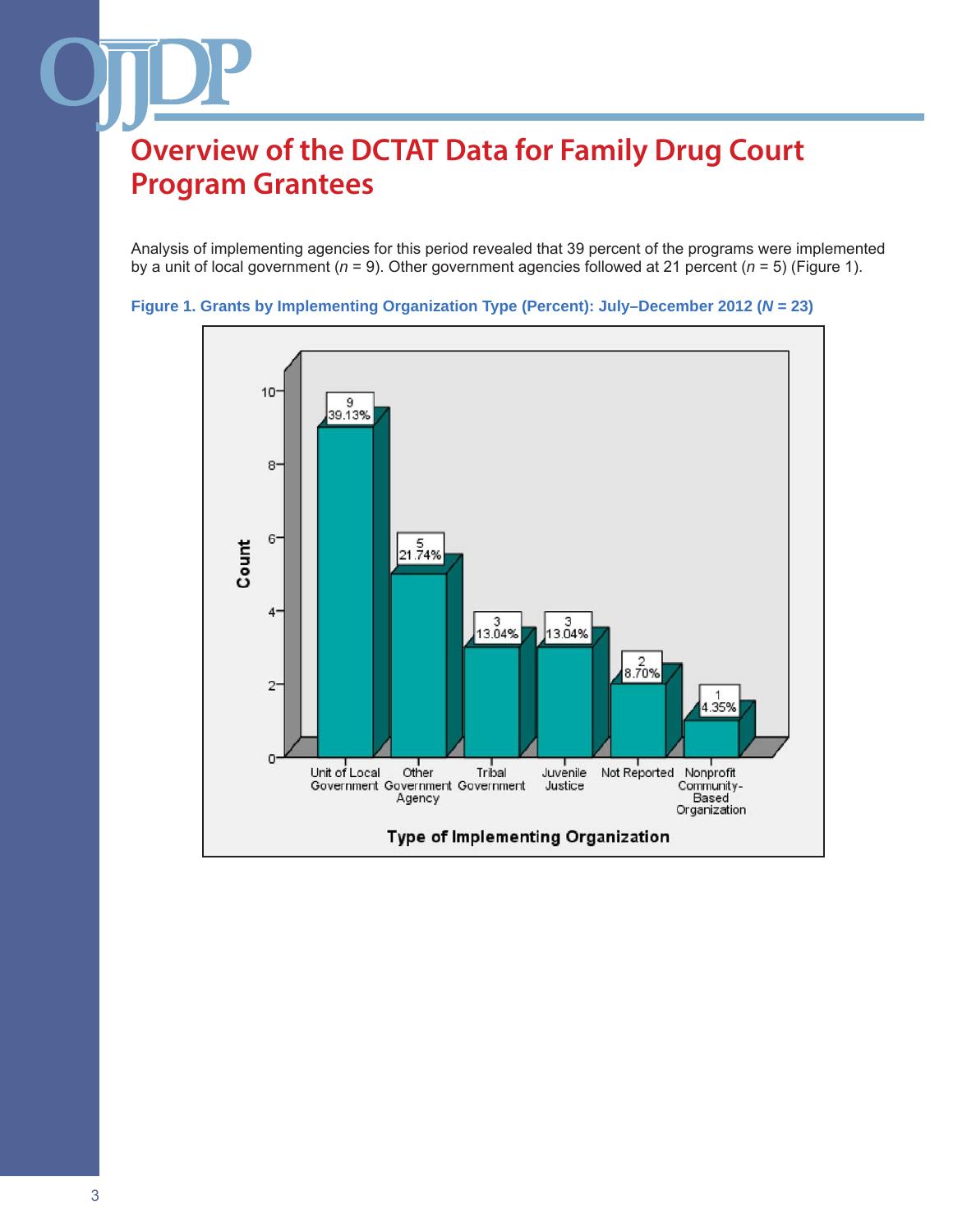# Overview of the DCTAT Data for Family Drug Court Program Grantees

Analysis of implementing agencies for this period revealed that 39 percent of the programs were implemented by a unit of local government (*n* = 9). Other government agencies followed at 21 percent (*n* = 5) (Figure 1).

**Figure 1. Grants by Implementing Organization Type (Percent): July–December 2012 (*N* = 23)**

| Type of Implementing Organization | Count | Percent |
| --- | --- | --- |
| Unit of Local Government | 9 | 39.13% |
| Other Government Agency | 5 | 21.74% |
| Tribal Government | 3 | 13.04% |
| Juvenile Justice | 3 | 13.04% |
| Not Reported | 2 | 8.70% |
| Nonprofit Community-Based Organization | 1 | 4.35% |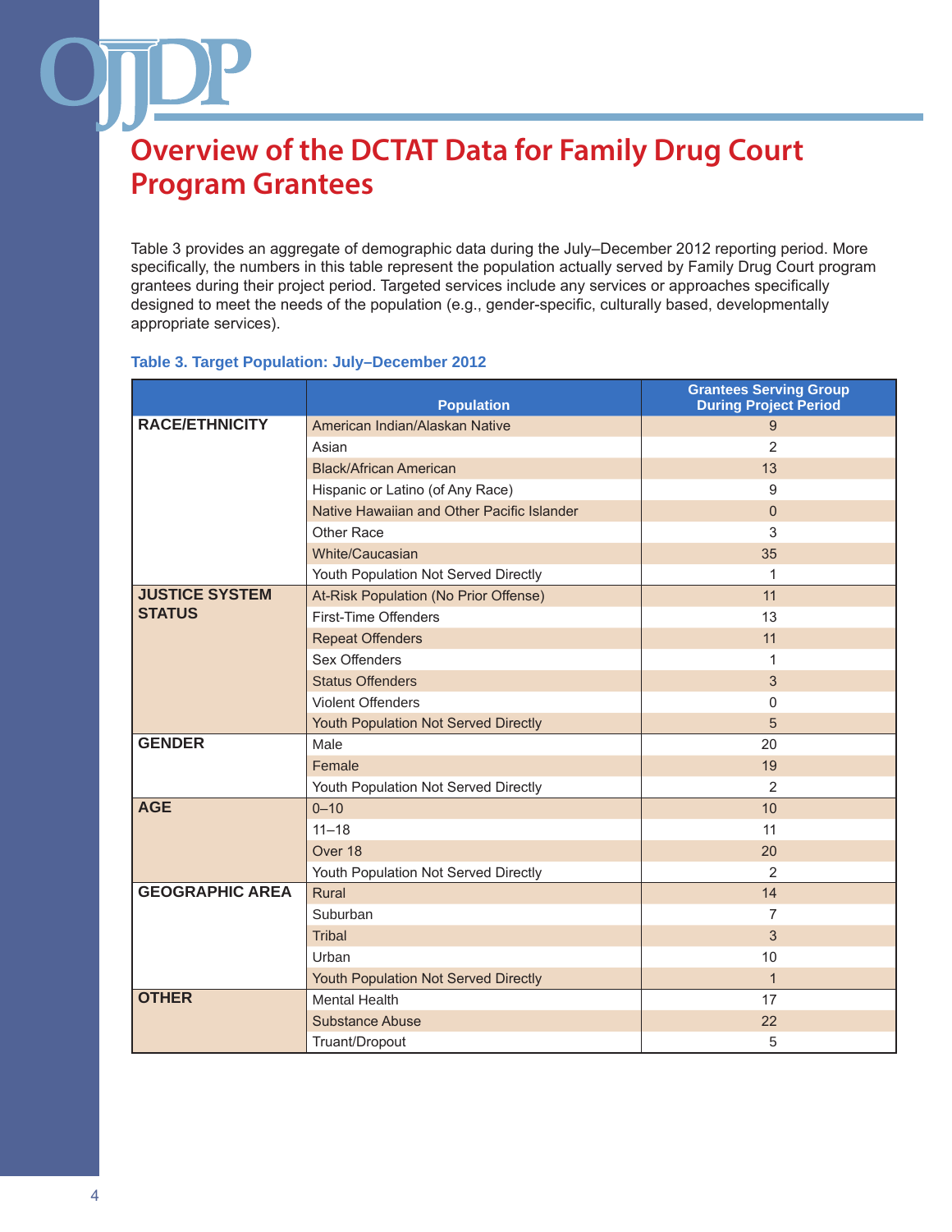# Overview of the DCTAT Data for Family Drug Court Program Grantees

Table 3 provides an aggregate of demographic data during the July–December 2012 reporting period. More specifically, the numbers in this table represent the population actually served by Family Drug Court program grantees during their project period. Targeted services include any services or approaches specifically designed to meet the needs of the population (e.g., gender-specific, culturally based, developmentally appropriate services).

**Table 3. Target Population: July–December 2012**

| | Population | Grantees Serving Group During Project Period |
|---|---|---|
| **RACE/ETHNICITY** | American Indian/Alaskan Native | 9 |
| | Asian | 2 |
| | Black/African American | 13 |
| | Hispanic or Latino (of Any Race) | 9 |
| | Native Hawaiian and Other Pacific Islander | 0 |
| | Other Race | 3 |
| | White/Caucasian | 35 |
| | Youth Population Not Served Directly | 1 |
| **JUSTICE SYSTEM STATUS** | At-Risk Population (No Prior Offense) | 11 |
| | First-Time Offenders | 13 |
| | Repeat Offenders | 11 |
| | Sex Offenders | 1 |
| | Status Offenders | 3 |
| | Violent Offenders | 0 |
| | Youth Population Not Served Directly | 5 |
| **GENDER** | Male | 20 |
| | Female | 19 |
| | Youth Population Not Served Directly | 2 |
| **AGE** | 0–10 | 10 |
| | 11–18 | 11 |
| | Over 18 | 20 |
| | Youth Population Not Served Directly | 2 |
| **GEOGRAPHIC AREA** | Rural | 14 |
| | Suburban | 7 |
| | Tribal | 3 |
| | Urban | 10 |
| | Youth Population Not Served Directly | 1 |
| **OTHER** | Mental Health | 17 |
| | Substance Abuse | 22 |
| | Truant/Dropout | 5 |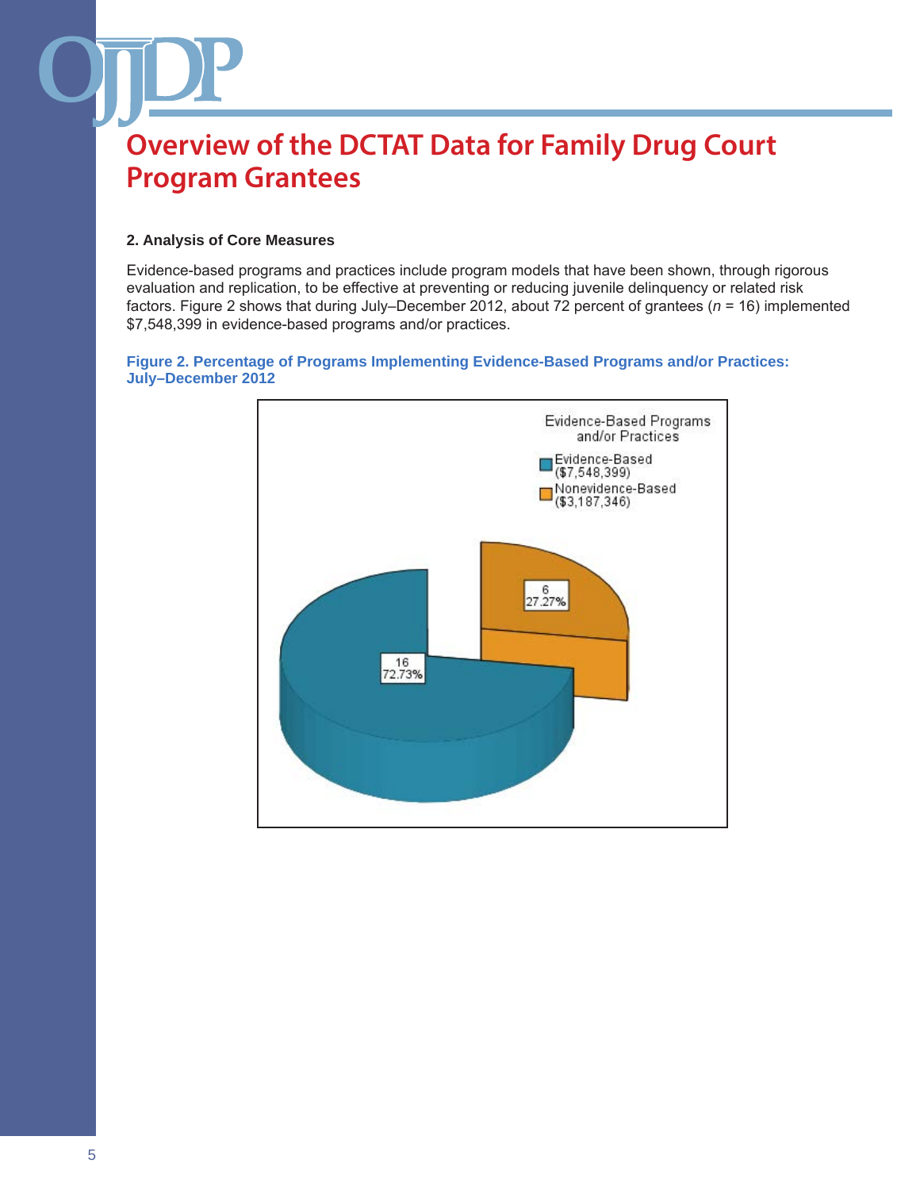# Overview of the DCTAT Data for Family Drug Court Program Grantees

### 2. Analysis of Core Measures

Evidence-based programs and practices include program models that have been shown, through rigorous evaluation and replication, to be effective at preventing or reducing juvenile delinquency or related risk factors. Figure 2 shows that during July–December 2012, about 72 percent of grantees (*n* = 16) implemented $7,548,399 in evidence-based programs and/or practices.

**Figure 2. Percentage of Programs Implementing Evidence-Based Programs and/or Practices: July–December 2012**

Evidence-Based Programs and/or Practices

- Evidence-Based ($7,548,399)
- Nonevidence-Based ($3,187,346)

| Category | Number | Percent |
|---|---|---|
| Evidence-Based | 16 | 72.73% |
| Nonevidence-Based | 6 | 27.27% |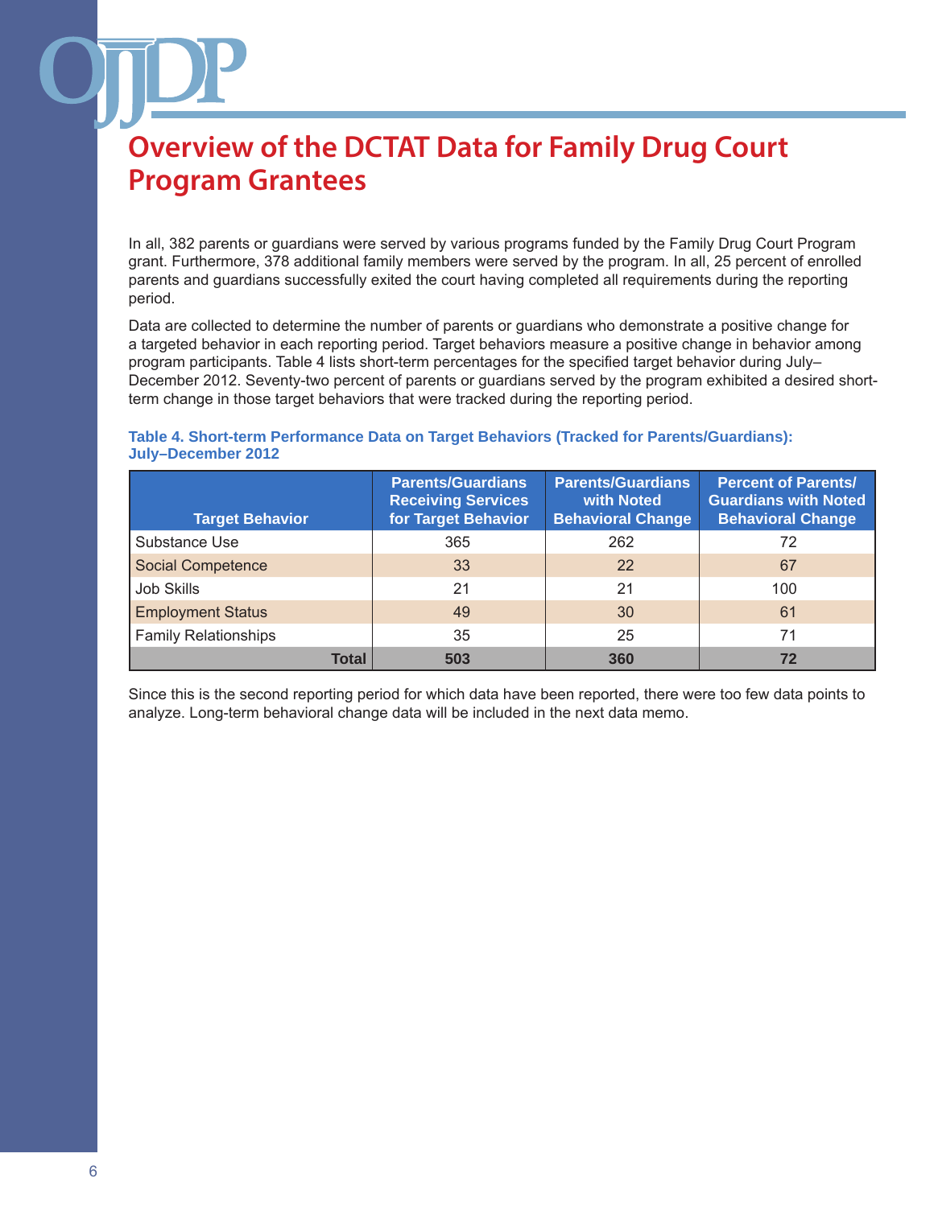# Overview of the DCTAT Data for Family Drug Court Program Grantees

In all, 382 parents or guardians were served by various programs funded by the Family Drug Court Program grant. Furthermore, 378 additional family members were served by the program. In all, 25 percent of enrolled parents and guardians successfully exited the court having completed all requirements during the reporting period.

Data are collected to determine the number of parents or guardians who demonstrate a positive change for a targeted behavior in each reporting period. Target behaviors measure a positive change in behavior among program participants. Table 4 lists short-term percentages for the specified target behavior during July–December 2012. Seventy-two percent of parents or guardians served by the program exhibited a desired short-term change in those target behaviors that were tracked during the reporting period.

**Table 4. Short-term Performance Data on Target Behaviors (Tracked for Parents/Guardians): July–December 2012**

| Target Behavior | Parents/Guardians Receiving Services for Target Behavior | Parents/Guardians with Noted Behavioral Change | Percent of Parents/ Guardians with Noted Behavioral Change |
|---|---|---|---|
| Substance Use | 365 | 262 | 72 |
| Social Competence | 33 | 22 | 67 |
| Job Skills | 21 | 21 | 100 |
| Employment Status | 49 | 30 | 61 |
| Family Relationships | 35 | 25 | 71 |
| **Total** | **503** | **360** | **72** |

Since this is the second reporting period for which data have been reported, there were too few data points to analyze. Long-term behavioral change data will be included in the next data memo.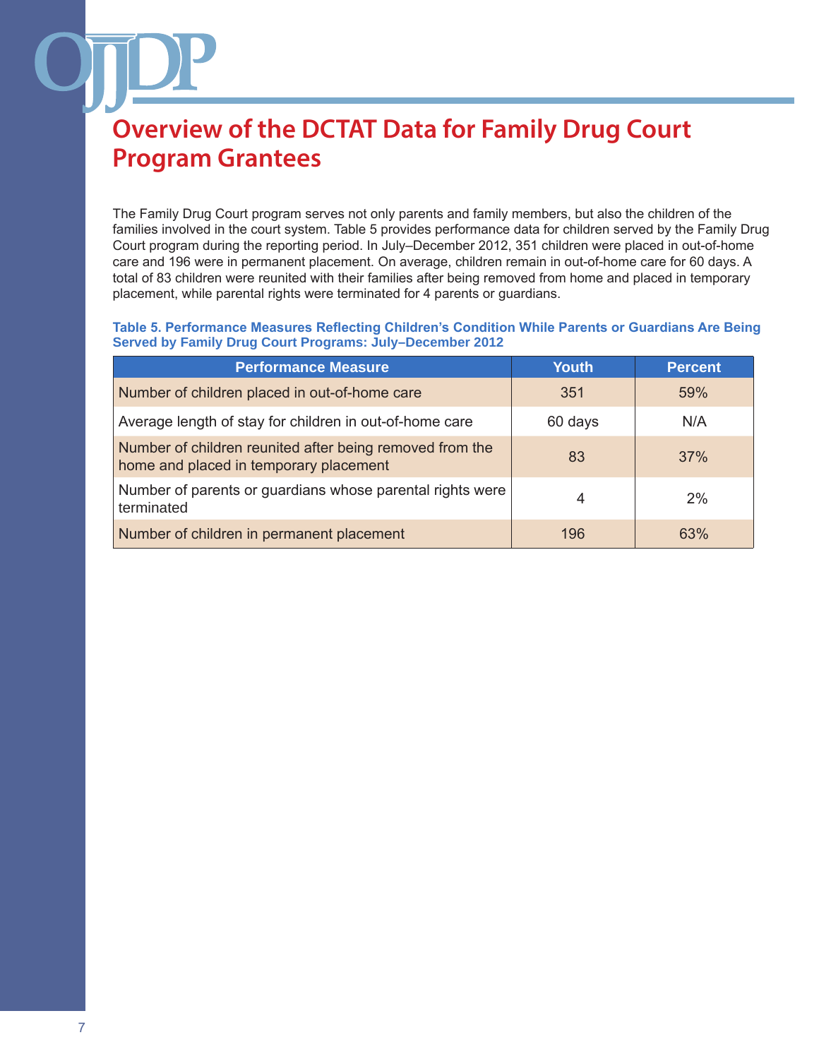# Overview of the DCTAT Data for Family Drug Court Program Grantees

The Family Drug Court program serves not only parents and family members, but also the children of the families involved in the court system. Table 5 provides performance data for children served by the Family Drug Court program during the reporting period. In July–December 2012, 351 children were placed in out-of-home care and 196 were in permanent placement. On average, children remain in out-of-home care for 60 days. A total of 83 children were reunited with their families after being removed from home and placed in temporary placement, while parental rights were terminated for 4 parents or guardians.

**Table 5. Performance Measures Reflecting Children's Condition While Parents or Guardians Are Being Served by Family Drug Court Programs: July–December 2012**

| Performance Measure | Youth | Percent |
|---|---|---|
| Number of children placed in out-of-home care | 351 | 59% |
| Average length of stay for children in out-of-home care | 60 days | N/A |
| Number of children reunited after being removed from the home and placed in temporary placement | 83 | 37% |
| Number of parents or guardians whose parental rights were terminated | 4 | 2% |
| Number of children in permanent placement | 196 | 63% |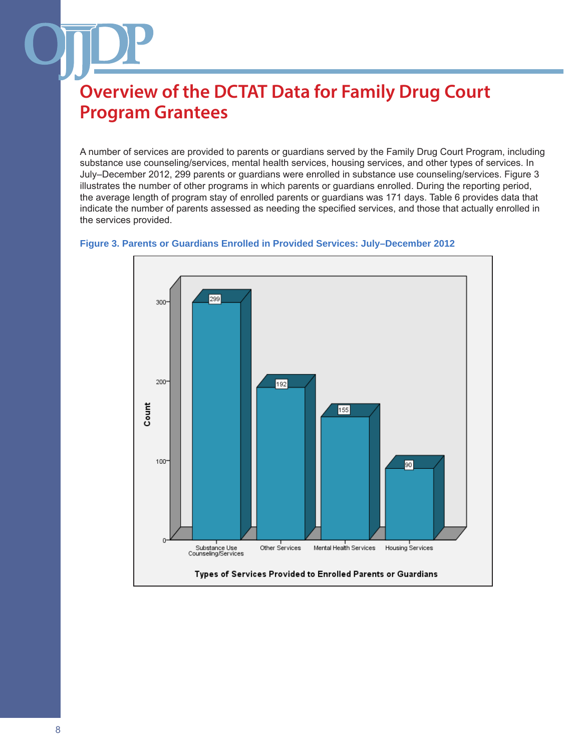# Overview of the DCTAT Data for Family Drug Court Program Grantees

A number of services are provided to parents or guardians served by the Family Drug Court Program, including substance use counseling/services, mental health services, housing services, and other types of services. In July–December 2012, 299 parents or guardians were enrolled in substance use counseling/services. Figure 3 illustrates the number of other programs in which parents or guardians enrolled. During the reporting period, the average length of program stay of enrolled parents or guardians was 171 days. Table 6 provides data that indicate the number of parents assessed as needing the specified services, and those that actually enrolled in the services provided.

**Figure 3. Parents or Guardians Enrolled in Provided Services: July–December 2012**

| Types of Services Provided to Enrolled Parents or Guardians | Count |
| --- | --- |
| Substance Use Counseling/Services | 299 |
| Other Services | 192 |
| Mental Health Services | 155 |
| Housing Services | 90 |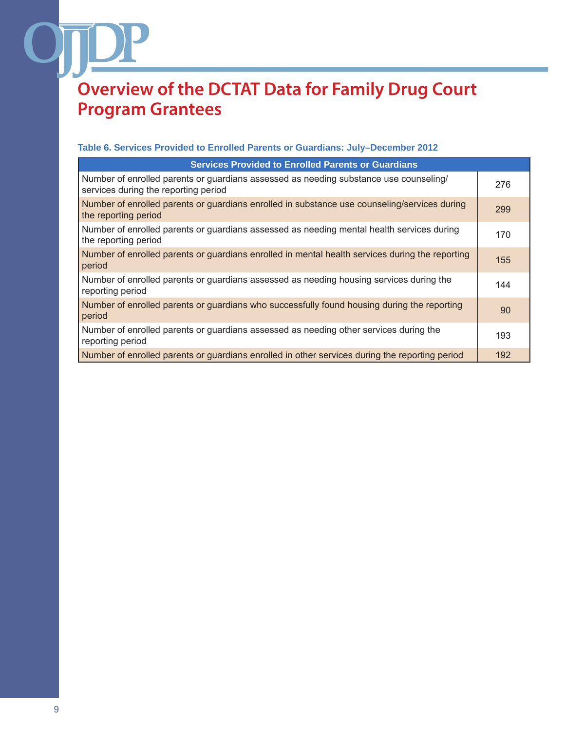# Overview of the DCTAT Data for Family Drug Court Program Grantees

**Table 6. Services Provided to Enrolled Parents or Guardians: July–December 2012**

| Services Provided to Enrolled Parents or Guardians | |
|---|---|
| Number of enrolled parents or guardians assessed as needing substance use counseling/services during the reporting period | 276 |
| Number of enrolled parents or guardians enrolled in substance use counseling/services during the reporting period | 299 |
| Number of enrolled parents or guardians assessed as needing mental health services during the reporting period | 170 |
| Number of enrolled parents or guardians enrolled in mental health services during the reporting period | 155 |
| Number of enrolled parents or guardians assessed as needing housing services during the reporting period | 144 |
| Number of enrolled parents or guardians who successfully found housing during the reporting period | 90 |
| Number of enrolled parents or guardians assessed as needing other services during the reporting period | 193 |
| Number of enrolled parents or guardians enrolled in other services during the reporting period | 192 |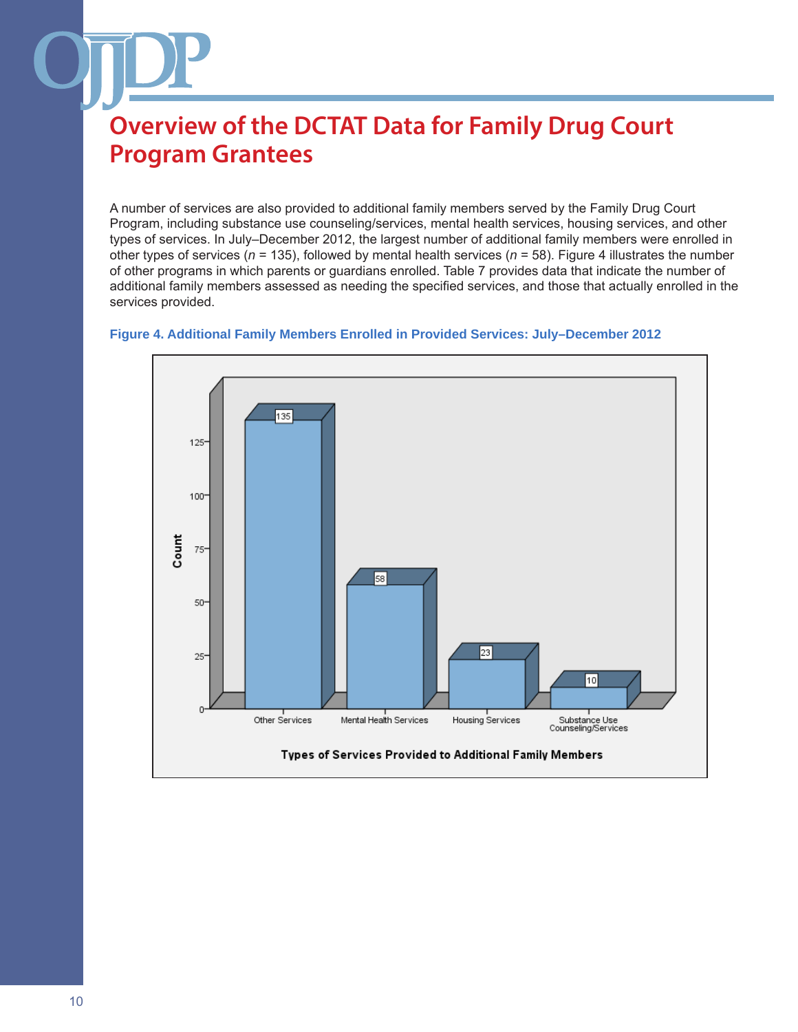# Overview of the DCTAT Data for Family Drug Court Program Grantees

A number of services are also provided to additional family members served by the Family Drug Court Program, including substance use counseling/services, mental health services, housing services, and other types of services. In July–December 2012, the largest number of additional family members were enrolled in other types of services (*n* = 135), followed by mental health services (*n* = 58). Figure 4 illustrates the number of other programs in which parents or guardians enrolled. Table 7 provides data that indicate the number of additional family members assessed as needing the specified services, and those that actually enrolled in the services provided.

**Figure 4. Additional Family Members Enrolled in Provided Services: July–December 2012**

| Types of Services Provided to Additional Family Members | Count |
|---|---|
| Other Services | 135 |
| Mental Health Services | 58 |
| Housing Services | 23 |
| Substance Use Counseling/Services | 10 |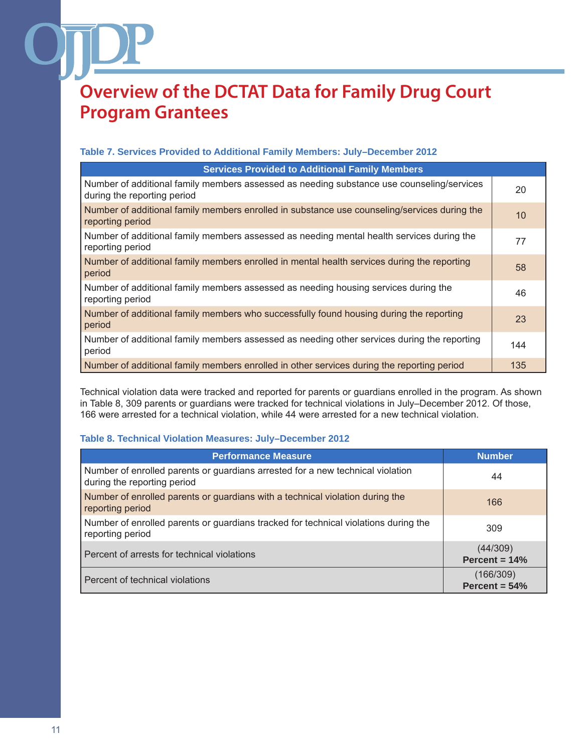# Overview of the DCTAT Data for Family Drug Court Program Grantees

**Table 7. Services Provided to Additional Family Members: July–December 2012**

| Services Provided to Additional Family Members | |
|---|---|
| Number of additional family members assessed as needing substance use counseling/services during the reporting period | 20 |
| Number of additional family members enrolled in substance use counseling/services during the reporting period | 10 |
| Number of additional family members assessed as needing mental health services during the reporting period | 77 |
| Number of additional family members enrolled in mental health services during the reporting period | 58 |
| Number of additional family members assessed as needing housing services during the reporting period | 46 |
| Number of additional family members who successfully found housing during the reporting period | 23 |
| Number of additional family members assessed as needing other services during the reporting period | 144 |
| Number of additional family members enrolled in other services during the reporting period | 135 |

Technical violation data were tracked and reported for parents or guardians enrolled in the program. As shown in Table 8, 309 parents or guardians were tracked for technical violations in July–December 2012. Of those, 166 were arrested for a technical violation, while 44 were arrested for a new technical violation.

**Table 8. Technical Violation Measures: July–December 2012**

| Performance Measure | Number |
|---|---|
| Number of enrolled parents or guardians arrested for a new technical violation during the reporting period | 44 |
| Number of enrolled parents or guardians with a technical violation during the reporting period | 166 |
| Number of enrolled parents or guardians tracked for technical violations during the reporting period | 309 |
| Percent of arrests for technical violations | (44/309) **Percent = 14%** |
| Percent of technical violations | (166/309) **Percent = 54%** |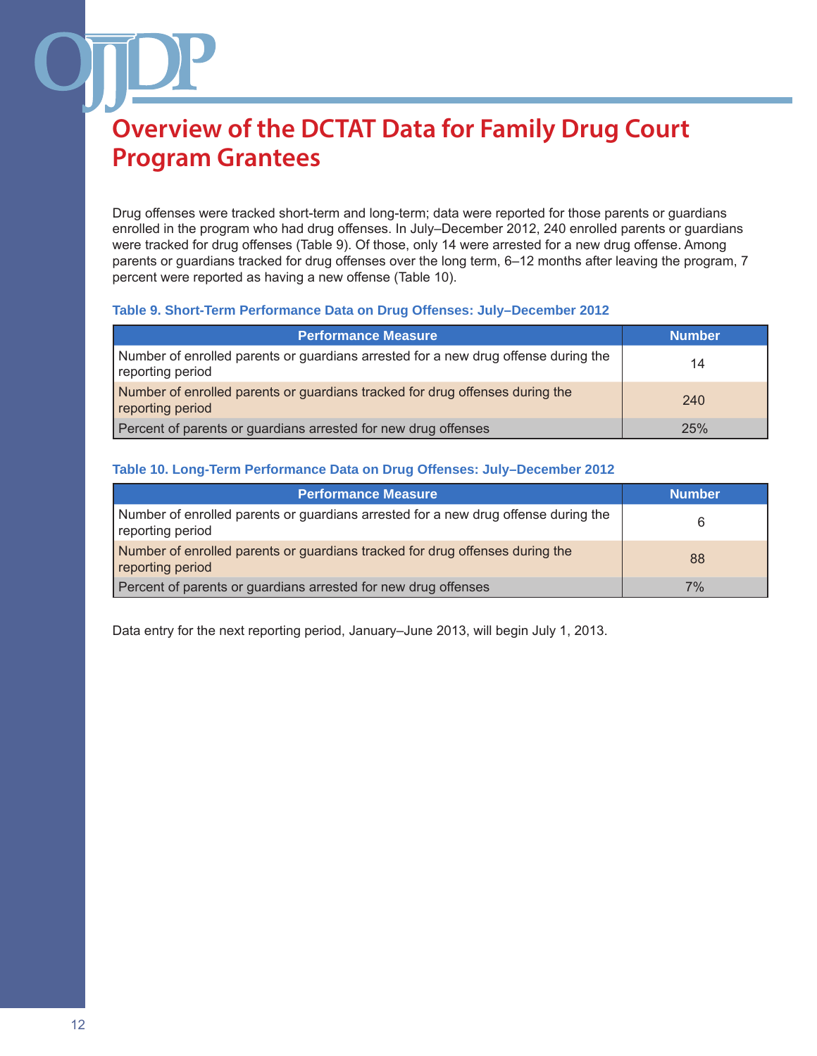# Overview of the DCTAT Data for Family Drug Court Program Grantees

Drug offenses were tracked short-term and long-term; data were reported for those parents or guardians enrolled in the program who had drug offenses. In July–December 2012, 240 enrolled parents or guardians were tracked for drug offenses (Table 9). Of those, only 14 were arrested for a new drug offense. Among parents or guardians tracked for drug offenses over the long term, 6–12 months after leaving the program, 7 percent were reported as having a new offense (Table 10).

**Table 9. Short-Term Performance Data on Drug Offenses: July–December 2012**

| Performance Measure | Number |
|---|---|
| Number of enrolled parents or guardians arrested for a new drug offense during the reporting period | 14 |
| Number of enrolled parents or guardians tracked for drug offenses during the reporting period | 240 |
| Percent of parents or guardians arrested for new drug offenses | 25% |

**Table 10. Long-Term Performance Data on Drug Offenses: July–December 2012**

| Performance Measure | Number |
|---|---|
| Number of enrolled parents or guardians arrested for a new drug offense during the reporting period | 6 |
| Number of enrolled parents or guardians tracked for drug offenses during the reporting period | 88 |
| Percent of parents or guardians arrested for new drug offenses | 7% |

Data entry for the next reporting period, January–June 2013, will begin July 1, 2013.